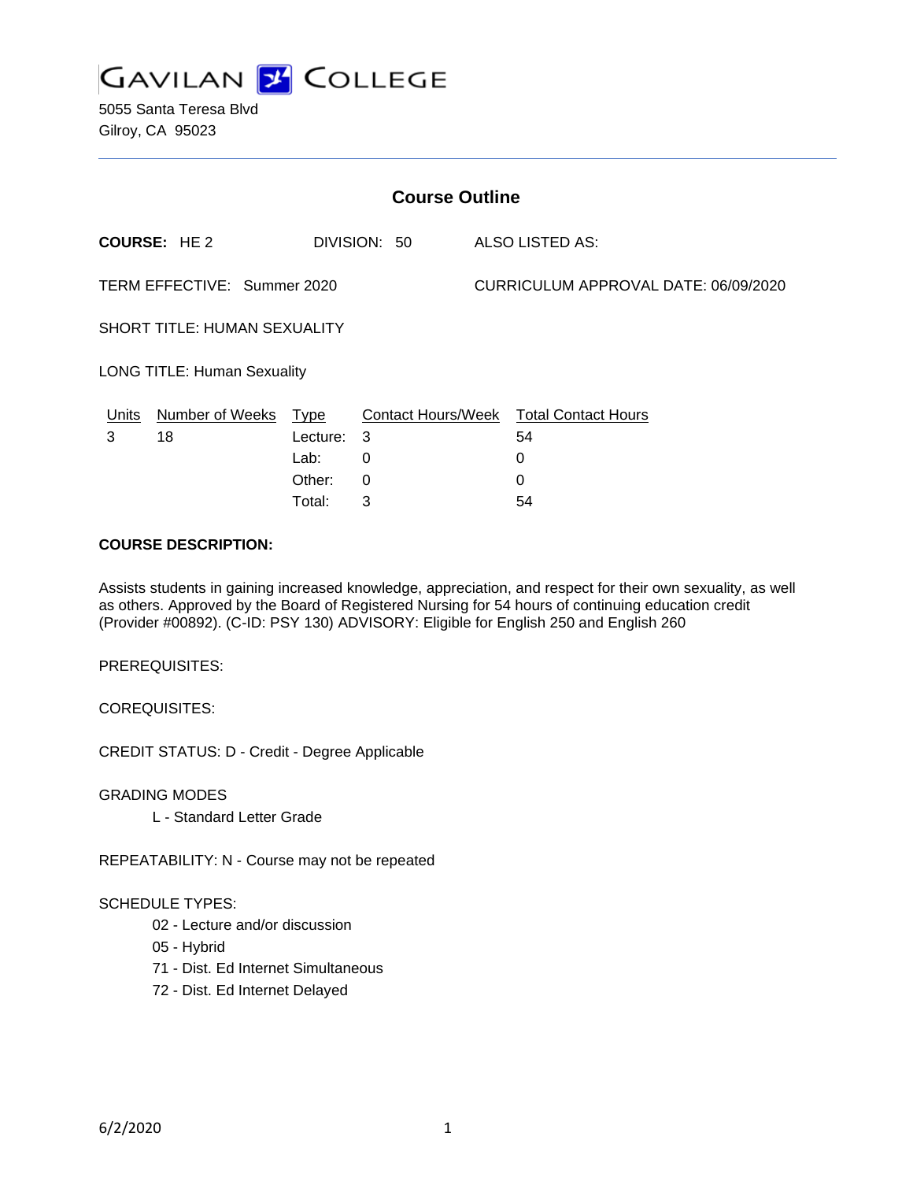# GAVILAN COLLEGE

5055 Santa Teresa Blvd
Gilroy, CA 95023

## Course Outline

**COURSE:** HE 2 DIVISION: 50 ALSO LISTED AS:

TERM EFFECTIVE: Summer 2020 CURRICULUM APPROVAL DATE: 06/09/2020

SHORT TITLE: HUMAN SEXUALITY

LONG TITLE: Human Sexuality

| Units | Number of Weeks | Type | Contact Hours/Week | Total Contact Hours |
|---|---|---|---|---|
| 3 | 18 | Lecture: | 3 | 54 |
| | | Lab: | 0 | 0 |
| | | Other: | 0 | 0 |
| | | Total: | 3 | 54 |

**COURSE DESCRIPTION:**

Assists students in gaining increased knowledge, appreciation, and respect for their own sexuality, as well as others. Approved by the Board of Registered Nursing for 54 hours of continuing education credit (Provider #00892). (C-ID: PSY 130) ADVISORY: Eligible for English 250 and English 260

PREREQUISITES:

COREQUISITES:

CREDIT STATUS: D - Credit - Degree Applicable

GRADING MODES

L - Standard Letter Grade

REPEATABILITY: N - Course may not be repeated

SCHEDULE TYPES:

02 - Lecture and/or discussion
05 - Hybrid
71 - Dist. Ed Internet Simultaneous
72 - Dist. Ed Internet Delayed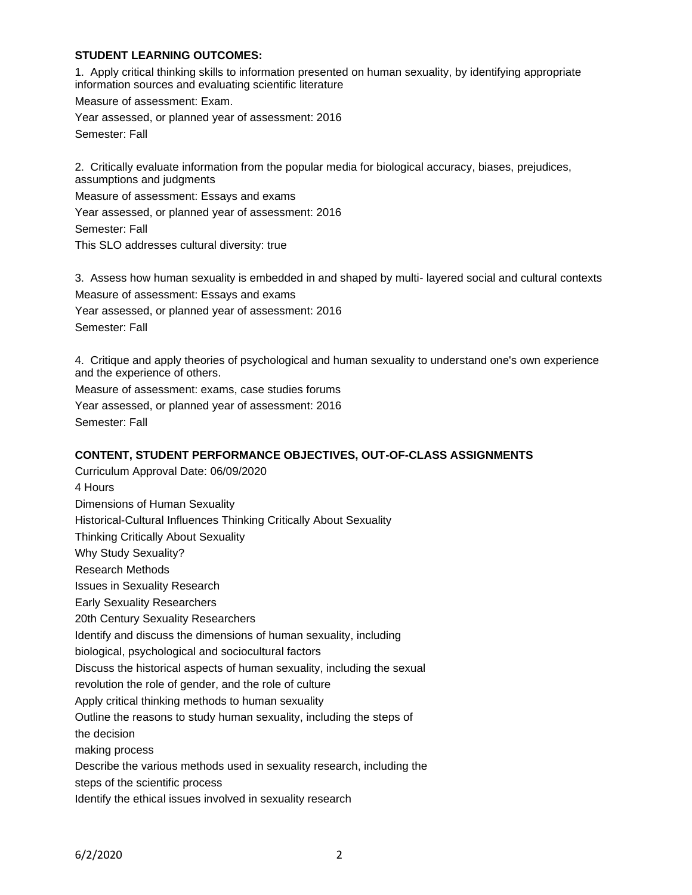**STUDENT LEARNING OUTCOMES:**

1. Apply critical thinking skills to information presented on human sexuality, by identifying appropriate information sources and evaluating scientific literature

Measure of assessment: Exam.

Year assessed, or planned year of assessment: 2016

Semester: Fall

2. Critically evaluate information from the popular media for biological accuracy, biases, prejudices, assumptions and judgments

Measure of assessment: Essays and exams

Year assessed, or planned year of assessment: 2016

Semester: Fall

This SLO addresses cultural diversity: true

3. Assess how human sexuality is embedded in and shaped by multi- layered social and cultural contexts

Measure of assessment: Essays and exams

Year assessed, or planned year of assessment: 2016

Semester: Fall

4. Critique and apply theories of psychological and human sexuality to understand one's own experience and the experience of others.

Measure of assessment: exams, case studies forums

Year assessed, or planned year of assessment: 2016

Semester: Fall

**CONTENT, STUDENT PERFORMANCE OBJECTIVES, OUT-OF-CLASS ASSIGNMENTS**

Curriculum Approval Date: 06/09/2020

4 Hours

Dimensions of Human Sexuality

Historical-Cultural Influences Thinking Critically About Sexuality

Thinking Critically About Sexuality

Why Study Sexuality?

Research Methods

Issues in Sexuality Research

Early Sexuality Researchers

20th Century Sexuality Researchers

Identify and discuss the dimensions of human sexuality, including
biological, psychological and sociocultural factors

Discuss the historical aspects of human sexuality, including the sexual
revolution the role of gender, and the role of culture

Apply critical thinking methods to human sexuality

Outline the reasons to study human sexuality, including the steps of
the decision
making process

Describe the various methods used in sexuality research, including the
steps of the scientific process

Identify the ethical issues involved in sexuality research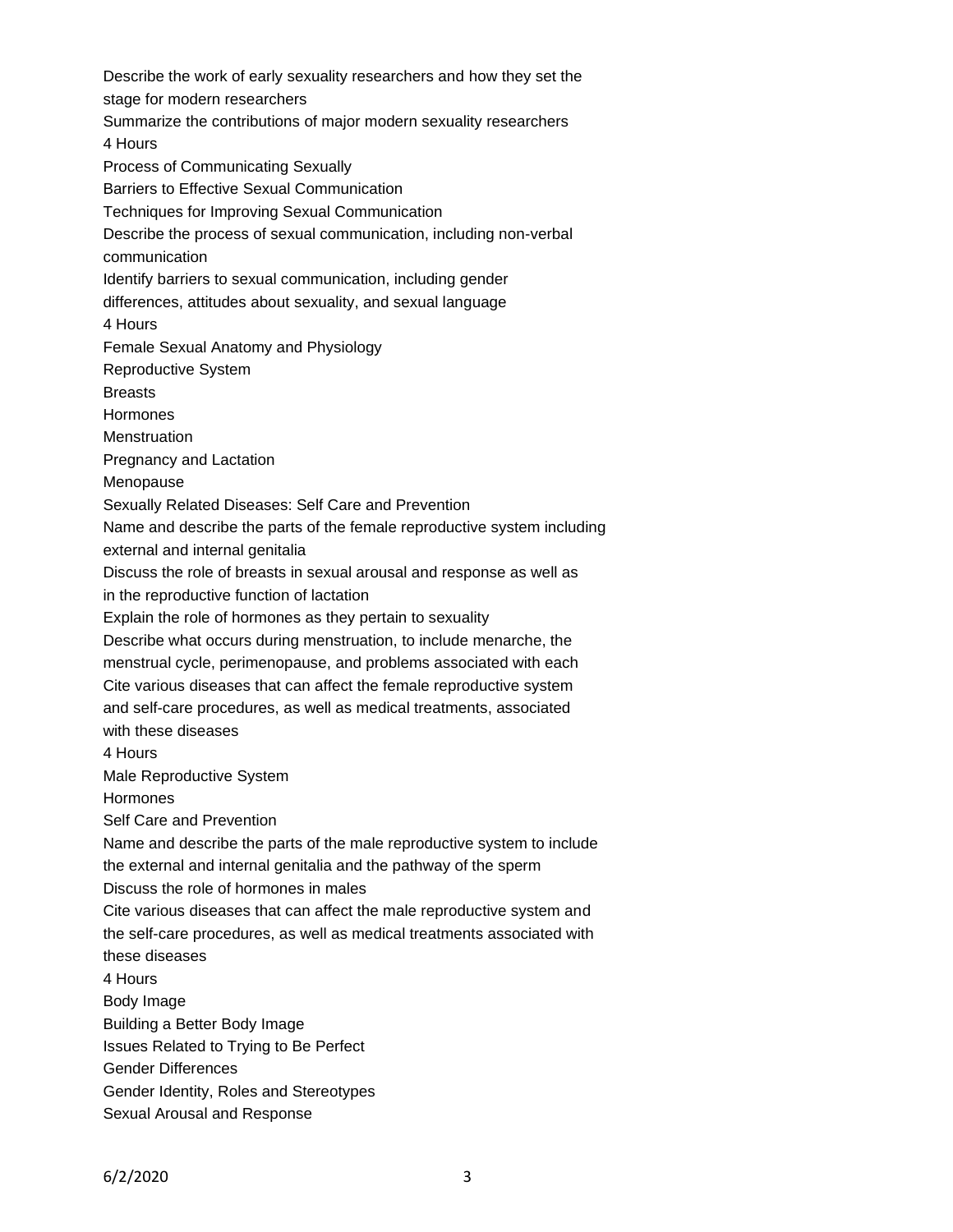Describe the work of early sexuality researchers and how they set the stage for modern researchers

Summarize the contributions of major modern sexuality researchers

4 Hours

Process of Communicating Sexually

Barriers to Effective Sexual Communication

Techniques for Improving Sexual Communication

Describe the process of sexual communication, including non-verbal communication

Identify barriers to sexual communication, including gender differences, attitudes about sexuality, and sexual language

4 Hours

Female Sexual Anatomy and Physiology

Reproductive System

Breasts

Hormones

Menstruation

Pregnancy and Lactation

Menopause

Sexually Related Diseases: Self Care and Prevention

Name and describe the parts of the female reproductive system including external and internal genitalia

Discuss the role of breasts in sexual arousal and response as well as in the reproductive function of lactation

Explain the role of hormones as they pertain to sexuality

Describe what occurs during menstruation, to include menarche, the menstrual cycle, perimenopause, and problems associated with each

Cite various diseases that can affect the female reproductive system and self-care procedures, as well as medical treatments, associated with these diseases

4 Hours

Male Reproductive System

Hormones

Self Care and Prevention

Name and describe the parts of the male reproductive system to include the external and internal genitalia and the pathway of the sperm

Discuss the role of hormones in males

Cite various diseases that can affect the male reproductive system and the self-care procedures, as well as medical treatments associated with these diseases

4 Hours

Body Image

Building a Better Body Image

Issues Related to Trying to Be Perfect

Gender Differences

Gender Identity, Roles and Stereotypes

Sexual Arousal and Response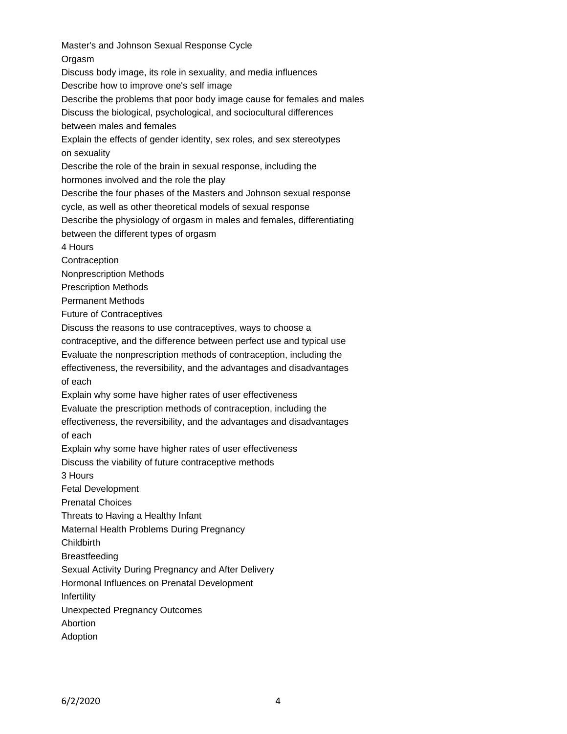Master's and Johnson Sexual Response Cycle

Orgasm

Discuss body image, its role in sexuality, and media influences

Describe how to improve one's self image

Describe the problems that poor body image cause for females and males

Discuss the biological, psychological, and sociocultural differences between males and females

Explain the effects of gender identity, sex roles, and sex stereotypes on sexuality

Describe the role of the brain in sexual response, including the hormones involved and the role the play

Describe the four phases of the Masters and Johnson sexual response cycle, as well as other theoretical models of sexual response

Describe the physiology of orgasm in males and females, differentiating between the different types of orgasm

4 Hours

Contraception

Nonprescription Methods

Prescription Methods

Permanent Methods

Future of Contraceptives

Discuss the reasons to use contraceptives, ways to choose a contraceptive, and the difference between perfect use and typical use

Evaluate the nonprescription methods of contraception, including the effectiveness, the reversibility, and the advantages and disadvantages of each

Explain why some have higher rates of user effectiveness

Evaluate the prescription methods of contraception, including the effectiveness, the reversibility, and the advantages and disadvantages of each

Explain why some have higher rates of user effectiveness

Discuss the viability of future contraceptive methods

3 Hours

Fetal Development

Prenatal Choices

Threats to Having a Healthy Infant

Maternal Health Problems During Pregnancy

Childbirth

Breastfeeding

Sexual Activity During Pregnancy and After Delivery

Hormonal Influences on Prenatal Development

Infertility

Unexpected Pregnancy Outcomes

Abortion

Adoption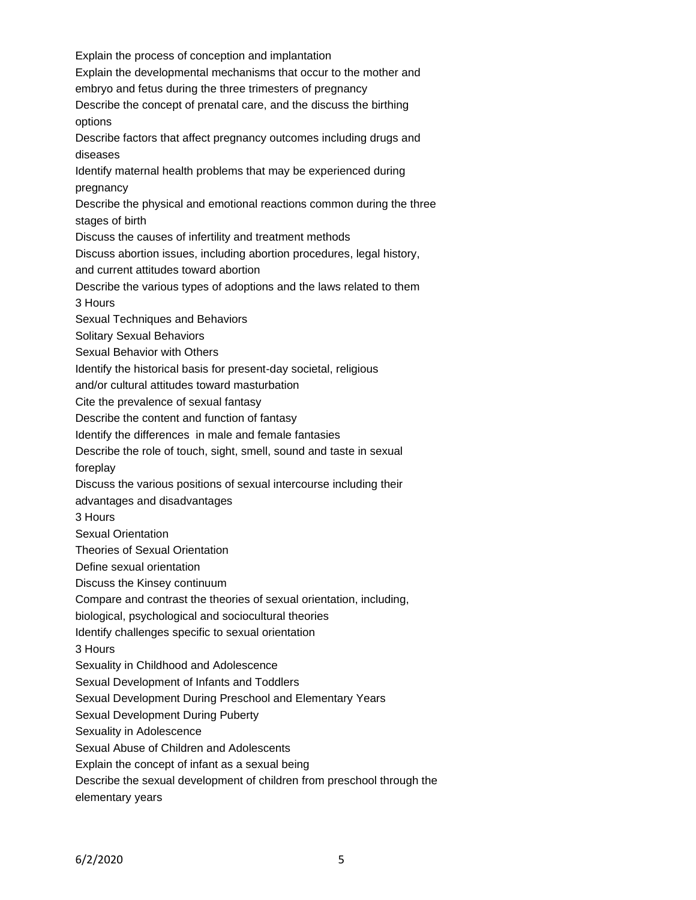Explain the process of conception and implantation
Explain the developmental mechanisms that occur to the mother and embryo and fetus during the three trimesters of pregnancy
Describe the concept of prenatal care, and the discuss the birthing options
Describe factors that affect pregnancy outcomes including drugs and diseases
Identify maternal health problems that may be experienced during pregnancy
Describe the physical and emotional reactions common during the three stages of birth
Discuss the causes of infertility and treatment methods
Discuss abortion issues, including abortion procedures, legal history, and current attitudes toward abortion
Describe the various types of adoptions and the laws related to them
3 Hours
Sexual Techniques and Behaviors
Solitary Sexual Behaviors
Sexual Behavior with Others
Identify the historical basis for present-day societal, religious and/or cultural attitudes toward masturbation
Cite the prevalence of sexual fantasy
Describe the content and function of fantasy
Identify the differences in male and female fantasies
Describe the role of touch, sight, smell, sound and taste in sexual foreplay
Discuss the various positions of sexual intercourse including their advantages and disadvantages
3 Hours
Sexual Orientation
Theories of Sexual Orientation
Define sexual orientation
Discuss the Kinsey continuum
Compare and contrast the theories of sexual orientation, including, biological, psychological and sociocultural theories
Identify challenges specific to sexual orientation
3 Hours
Sexuality in Childhood and Adolescence
Sexual Development of Infants and Toddlers
Sexual Development During Preschool and Elementary Years
Sexual Development During Puberty
Sexuality in Adolescence
Sexual Abuse of Children and Adolescents
Explain the concept of infant as a sexual being
Describe the sexual development of children from preschool through the elementary years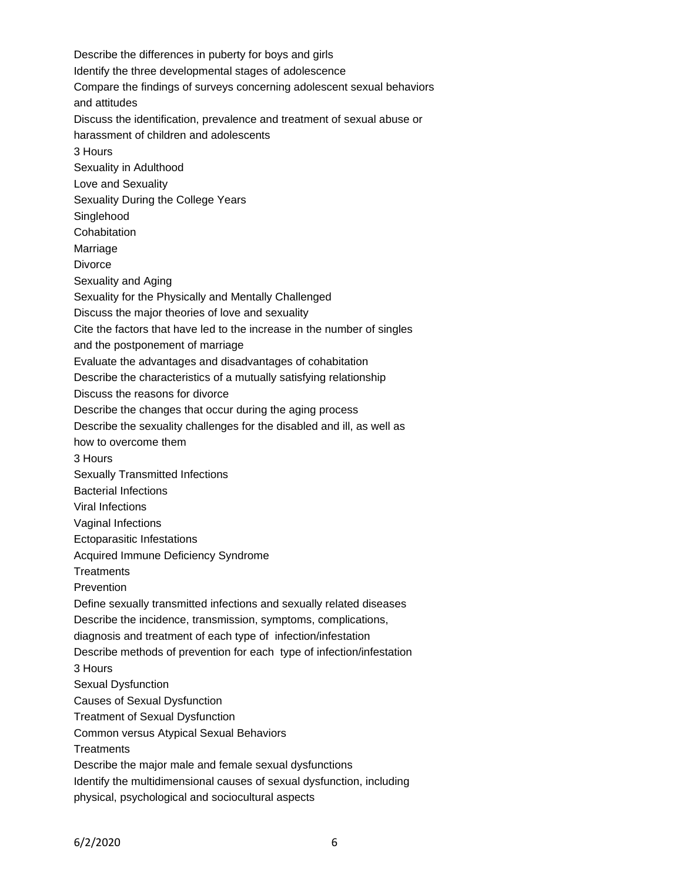Describe the differences in puberty for boys and girls
Identify the three developmental stages of adolescence
Compare the findings of surveys concerning adolescent sexual behaviors and attitudes
Discuss the identification, prevalence and treatment of sexual abuse or harassment of children and adolescents
3 Hours
Sexuality in Adulthood
Love and Sexuality
Sexuality During the College Years
Singlehood
Cohabitation
Marriage
Divorce
Sexuality and Aging
Sexuality for the Physically and Mentally Challenged
Discuss the major theories of love and sexuality
Cite the factors that have led to the increase in the number of singles and the postponement of marriage
Evaluate the advantages and disadvantages of cohabitation
Describe the characteristics of a mutually satisfying relationship
Discuss the reasons for divorce
Describe the changes that occur during the aging process
Describe the sexuality challenges for the disabled and ill, as well as how to overcome them
3 Hours
Sexually Transmitted Infections
Bacterial Infections
Viral Infections
Vaginal Infections
Ectoparasitic Infestations
Acquired Immune Deficiency Syndrome
Treatments
Prevention
Define sexually transmitted infections and sexually related diseases
Describe the incidence, transmission, symptoms, complications, diagnosis and treatment of each type of infection/infestation
Describe methods of prevention for each type of infection/infestation
3 Hours
Sexual Dysfunction
Causes of Sexual Dysfunction
Treatment of Sexual Dysfunction
Common versus Atypical Sexual Behaviors
Treatments
Describe the major male and female sexual dysfunctions
Identify the multidimensional causes of sexual dysfunction, including physical, psychological and sociocultural aspects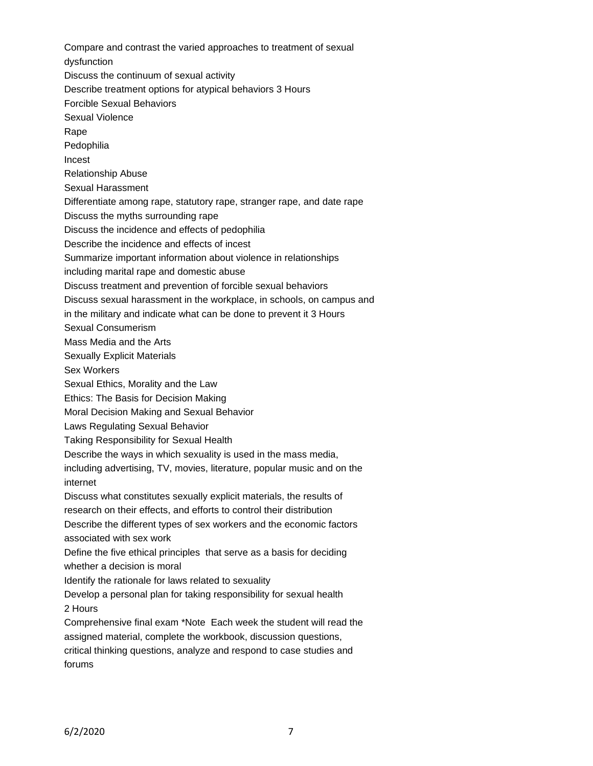Compare and contrast the varied approaches to treatment of sexual dysfunction

Discuss the continuum of sexual activity

Describe treatment options for atypical behaviors 3 Hours

Forcible Sexual Behaviors

Sexual Violence

Rape

Pedophilia

Incest

Relationship Abuse

Sexual Harassment

Differentiate among rape, statutory rape, stranger rape, and date rape

Discuss the myths surrounding rape

Discuss the incidence and effects of pedophilia

Describe the incidence and effects of incest

Summarize important information about violence in relationships including marital rape and domestic abuse

Discuss treatment and prevention of forcible sexual behaviors

Discuss sexual harassment in the workplace, in schools, on campus and in the military and indicate what can be done to prevent it 3 Hours

Sexual Consumerism

Mass Media and the Arts

Sexually Explicit Materials

Sex Workers

Sexual Ethics, Morality and the Law

Ethics: The Basis for Decision Making

Moral Decision Making and Sexual Behavior

Laws Regulating Sexual Behavior

Taking Responsibility for Sexual Health

Describe the ways in which sexuality is used in the mass media, including advertising, TV, movies, literature, popular music and on the internet

Discuss what constitutes sexually explicit materials, the results of research on their effects, and efforts to control their distribution

Describe the different types of sex workers and the economic factors associated with sex work

Define the five ethical principles that serve as a basis for deciding whether a decision is moral

Identify the rationale for laws related to sexuality

Develop a personal plan for taking responsibility for sexual health 2 Hours

Comprehensive final exam *Note Each week the student will read the assigned material, complete the workbook, discussion questions, critical thinking questions, analyze and respond to case studies and forums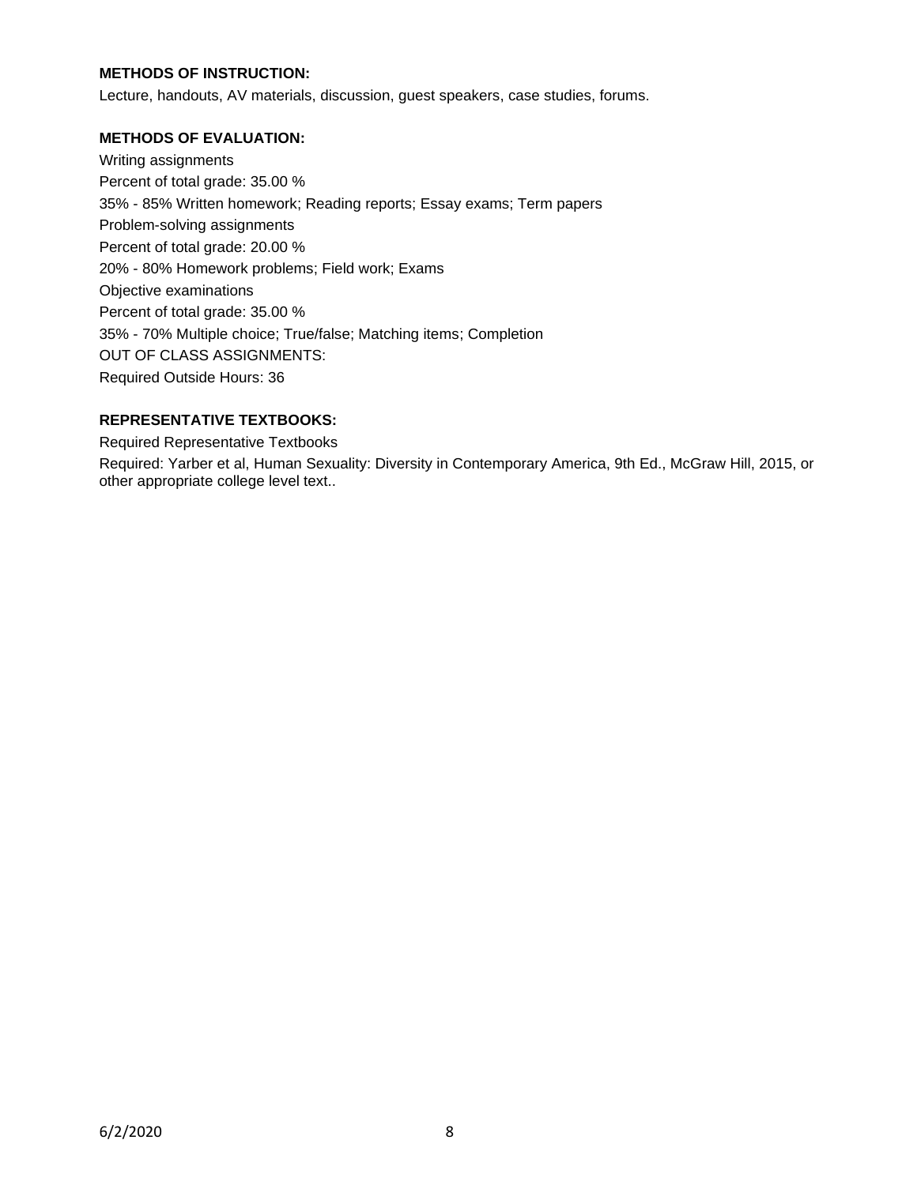**METHODS OF INSTRUCTION:**

Lecture, handouts, AV materials, discussion, guest speakers, case studies, forums.

**METHODS OF EVALUATION:**

Writing assignments

Percent of total grade: 35.00 %

35% - 85% Written homework; Reading reports; Essay exams; Term papers

Problem-solving assignments

Percent of total grade: 20.00 %

20% - 80% Homework problems; Field work; Exams

Objective examinations

Percent of total grade: 35.00 %

35% - 70% Multiple choice; True/false; Matching items; Completion

OUT OF CLASS ASSIGNMENTS:

Required Outside Hours: 36

**REPRESENTATIVE TEXTBOOKS:**

Required Representative Textbooks

Required: Yarber et al, Human Sexuality: Diversity in Contemporary America, 9th Ed., McGraw Hill, 2015, or other appropriate college level text..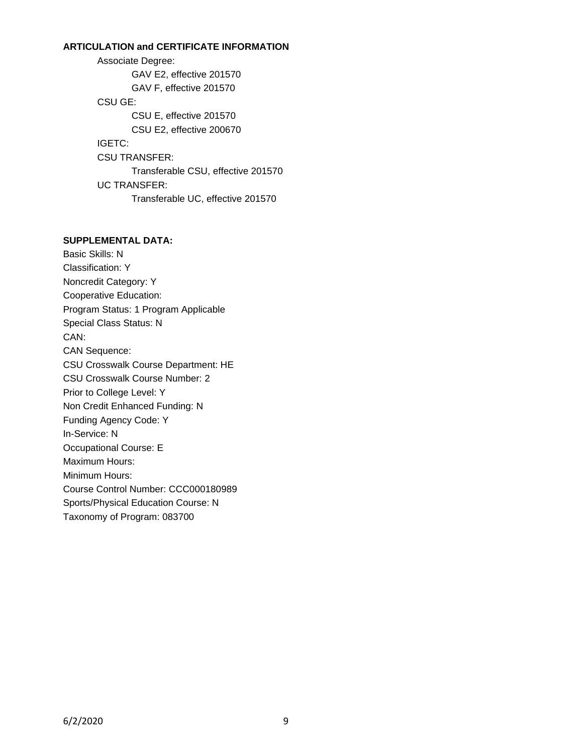**ARTICULATION and CERTIFICATE INFORMATION**

Associate Degree:

GAV E2, effective 201570

GAV F, effective 201570

CSU GE:

CSU E, effective 201570

CSU E2, effective 200670

IGETC:

CSU TRANSFER:

Transferable CSU, effective 201570

UC TRANSFER:

Transferable UC, effective 201570

**SUPPLEMENTAL DATA:**

Basic Skills: N
Classification: Y
Noncredit Category: Y
Cooperative Education:
Program Status: 1 Program Applicable
Special Class Status: N
CAN:
CAN Sequence:
CSU Crosswalk Course Department: HE
CSU Crosswalk Course Number: 2
Prior to College Level: Y
Non Credit Enhanced Funding: N
Funding Agency Code: Y
In-Service: N
Occupational Course: E
Maximum Hours:
Minimum Hours:
Course Control Number: CCC000180989
Sports/Physical Education Course: N
Taxonomy of Program: 083700